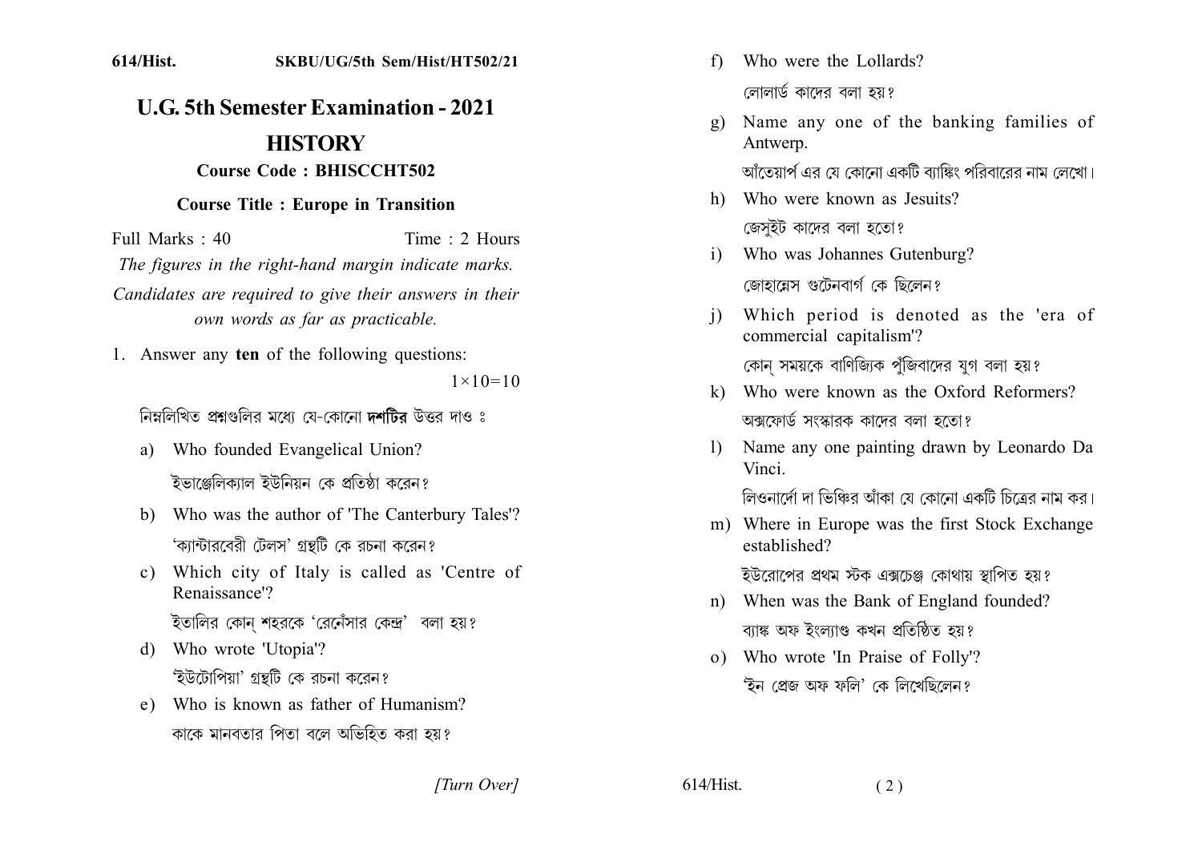614/Hist. SKBU/UG/5th Sem/Hist/HT502/21

# U.G. 5th Semester Examination - 2021

## HISTORY

### Course Code : BHISCCHT502

### Course Title : Europe in Transition

Full Marks : 40 Time : 2 Hours

*The figures in the right-hand margin indicate marks.*

*Candidates are required to give their answers in their own words as far as practicable.*

1. Answer any **ten** of the following questions: $1 \times 10 = 10$

   নিম্নলিখিত প্রশ্নগুলির মধ্যে যে-কোনো **দশটির** উত্তর দাও ঃ

   a) Who founded Evangelical Union?

   ইভাঞ্জেলিক্যাল ইউনিয়ন কে প্রতিষ্ঠা করেন?

   b) Who was the author of 'The Canterbury Tales'?

   'ক্যান্টারবেরী টেলস' গ্রন্থটি কে রচনা করেন?

   c) Which city of Italy is called as 'Centre of Renaissance'?

   ইতালির কোন্ শহরকে 'রেনেঁসার কেন্দ্র' বলা হয়?

   d) Who wrote 'Utopia'?

   'ইউটোপিয়া' গ্রন্থটি কে রচনা করেন?

   e) Who is known as father of Humanism?

   কাকে মানবতার পিতা বলে অভিহিত করা হয়?

   f) Who were the Lollards?

   লোলার্ড কাদের বলা হয়?

   g) Name any one of the banking families of Antwerp.

   আঁতেয়ার্প এর যে কোনো একটি ব্যাঙ্কিং পরিবারের নাম লেখো।

   h) Who were known as Jesuits?

   জেসুইট কাদের বলা হতো?

   i) Who was Johannes Gutenburg?

   জোহান্নেস গুটেনবার্গ কে ছিলেন?

   j) Which period is denoted as the 'era of commercial capitalism'?

   কোন্ সময়কে বাণিজ্যিক পুঁজিবাদের যুগ বলা হয়?

   k) Who were known as the Oxford Reformers?

   অক্সফোর্ড সংস্কারক কাদের বলা হতো?

   l) Name any one painting drawn by Leonardo Da Vinci.

   লিওনার্দো দা ভিঞ্চির আঁকা যে কোনো একটি চিত্রের নাম কর।

   m) Where in Europe was the first Stock Exchange established?

   ইউরোপের প্রথম স্টক এক্সচেঞ্জ কোথায় স্থাপিত হয়?

   n) When was the Bank of England founded?

   ব্যাঙ্ক অফ ইংল্যাণ্ড কখন প্রতিষ্ঠিত হয়?

   o) Who wrote 'In Praise of Folly'?

   'ইন প্রেজ অফ ফলি' কে লিখেছিলেন?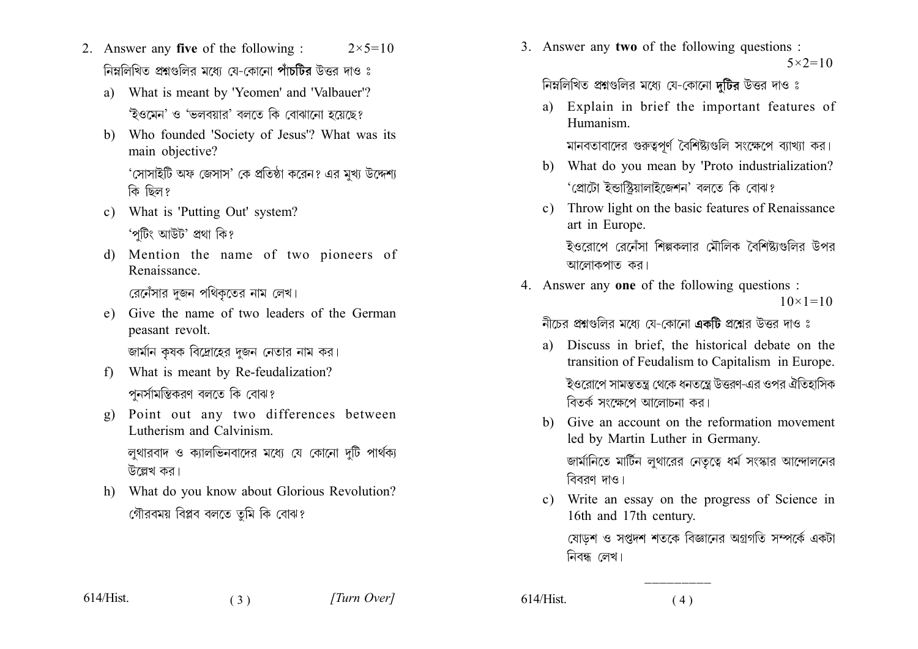2. Answer any **five** of the following : $2 \times 5 = 10$

নিম্নলিখিত প্রশ্নগুলির মধ্যে যে-কোনো **পাঁচটির** উত্তর দাও ঃ

a) What is meant by 'Yeomen' and 'Valbauer'?

'ইওমেন' ও 'ভলবয়ার' বলতে কি বোঝানো হয়েছে?

b) Who founded 'Society of Jesus'? What was its main objective?

'সোসাইটি অফ জেসাস' কে প্রতিষ্ঠা করেন? এর মুখ্য উদ্দেশ্য কি ছিল?

c) What is 'Putting Out' system?

'পুটিং আউট' প্রথা কি?

d) Mention the name of two pioneers of Renaissance.

রেনেঁসার দুজন পথিকৃতের নাম লেখ।

e) Give the name of two leaders of the German peasant revolt.

জার্মান কৃষক বিদ্রোহের দুজন নেতার নাম কর।

f) What is meant by Re-feudalization?

পুনর্সামন্তিকরণ বলতে কি বোঝ?

g) Point out any two differences between Lutherism and Calvinism.

লুথারবাদ ও ক্যালভিনবাদের মধ্যে যে কোনো দুটি পার্থক্য উল্লেখ কর।

h) What do you know about Glorious Revolution?

গৌরবময় বিপ্লব বলতে তুমি কি বোঝ?

3. Answer any **two** of the following questions : $5 \times 2 = 10$

নিম্নলিখিত প্রশ্নগুলির মধ্যে যে-কোনো **দুটির** উত্তর দাও ঃ

a) Explain in brief the important features of Humanism.

মানবতাবাদের গুরুত্বপূর্ণ বৈশিষ্ট্যগুলি সংক্ষেপে ব্যাখ্যা কর।

b) What do you mean by 'Proto industrialization?

'প্রোটো ইন্ডাস্ট্রিয়ালাইজেশন' বলতে কি বোঝ?

c) Throw light on the basic features of Renaissance art in Europe.

ইওরোপে রেনেঁসা শিল্পকলার মৌলিক বৈশিষ্ট্যগুলির উপর আলোকপাত কর।

4. Answer any **one** of the following questions : $10 \times 1 = 10$

নীচের প্রশ্নগুলির মধ্যে যে-কোনো **একটি** প্রশ্নের উত্তর দাও ঃ

a) Discuss in brief, the historical debate on the transition of Feudalism to Capitalism in Europe.

ইওরোপে সামন্ততন্ত্র থেকে ধনতন্ত্রে উত্তরণ-এর ওপর ঐতিহাসিক বিতর্ক সংক্ষেপে আলোচনা কর।

b) Give an account on the reformation movement led by Martin Luther in Germany.

জার্মানিতে মার্টিন লুথারের নেতৃত্বে ধর্ম সংস্কার আন্দোলনের বিবরণ দাও।

c) Write an essay on the progress of Science in 16th and 17th century.

ষোড়শ ও সপ্তদশ শতকে বিজ্ঞানের অগ্রগতি সম্পর্কে একটা নিবন্ধ লেখ।

———————